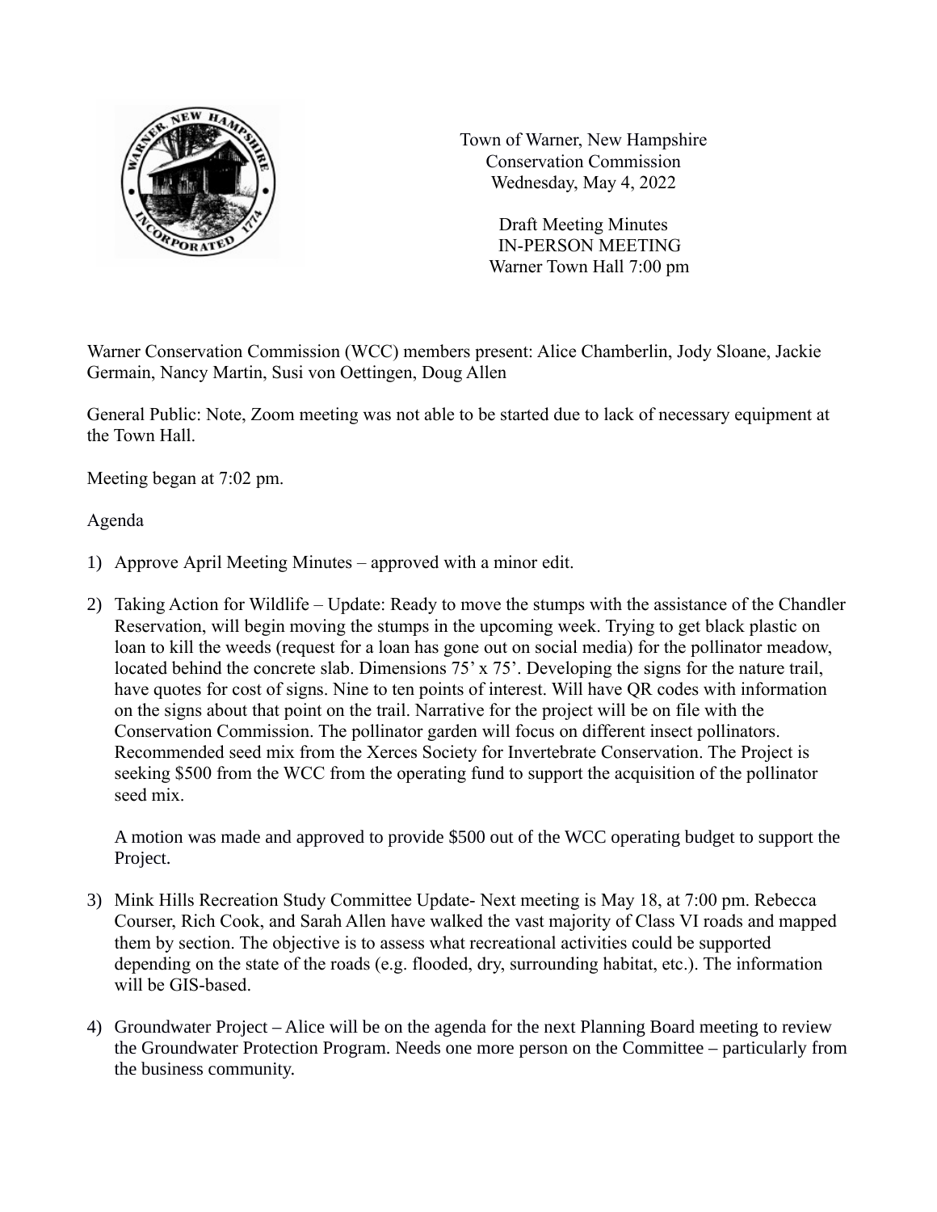Town of Warner, New Hampshire
Conservation Commission
Wednesday, May 4, 2022

Draft Meeting Minutes
IN-PERSON MEETING
Warner Town Hall 7:00 pm

Warner Conservation Commission (WCC) members present: Alice Chamberlin, Jody Sloane, Jackie Germain, Nancy Martin, Susi von Oettingen, Doug Allen

General Public: Note, Zoom meeting was not able to be started due to lack of necessary equipment at the Town Hall.

Meeting began at 7:02 pm.

Agenda

1) Approve April Meeting Minutes – approved with a minor edit.

2) Taking Action for Wildlife – Update: Ready to move the stumps with the assistance of the Chandler Reservation, will begin moving the stumps in the upcoming week. Trying to get black plastic on loan to kill the weeds (request for a loan has gone out on social media) for the pollinator meadow, located behind the concrete slab. Dimensions 75' x 75'. Developing the signs for the nature trail, have quotes for cost of signs. Nine to ten points of interest. Will have QR codes with information on the signs about that point on the trail. Narrative for the project will be on file with the Conservation Commission. The pollinator garden will focus on different insect pollinators. Recommended seed mix from the Xerces Society for Invertebrate Conservation. The Project is seeking $500 from the WCC from the operating fund to support the acquisition of the pollinator seed mix.

   A motion was made and approved to provide $500 out of the WCC operating budget to support the Project.

3) Mink Hills Recreation Study Committee Update- Next meeting is May 18, at 7:00 pm. Rebecca Courser, Rich Cook, and Sarah Allen have walked the vast majority of Class VI roads and mapped them by section. The objective is to assess what recreational activities could be supported depending on the state of the roads (e.g. flooded, dry, surrounding habitat, etc.). The information will be GIS-based.

4) Groundwater Project – Alice will be on the agenda for the next Planning Board meeting to review the Groundwater Protection Program. Needs one more person on the Committee – particularly from the business community.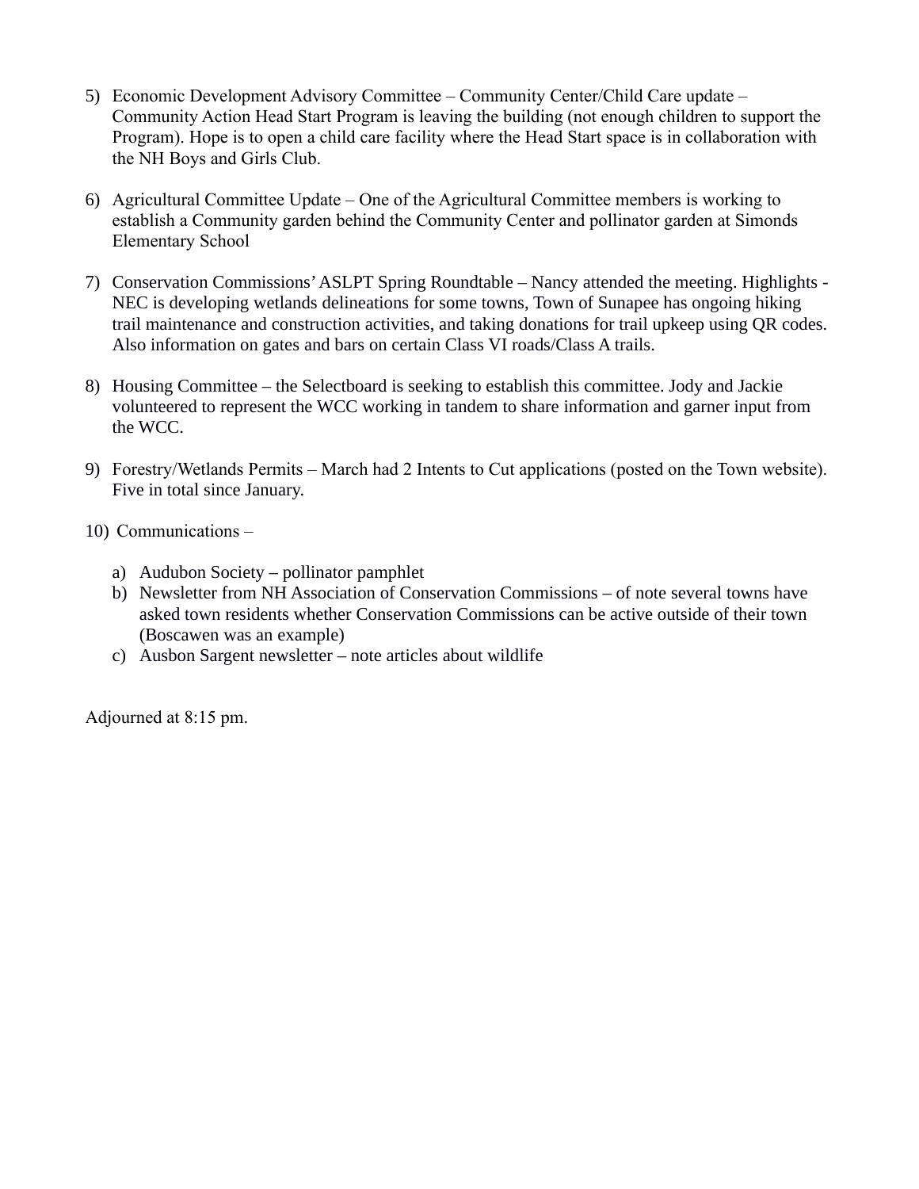5) Economic Development Advisory Committee – Community Center/Child Care update – Community Action Head Start Program is leaving the building (not enough children to support the Program). Hope is to open a child care facility where the Head Start space is in collaboration with the NH Boys and Girls Club.

6) Agricultural Committee Update – One of the Agricultural Committee members is working to establish a Community garden behind the Community Center and pollinator garden at Simonds Elementary School

7) Conservation Commissions' ASLPT Spring Roundtable – Nancy attended the meeting. Highlights - NEC is developing wetlands delineations for some towns, Town of Sunapee has ongoing hiking trail maintenance and construction activities, and taking donations for trail upkeep using QR codes. Also information on gates and bars on certain Class VI roads/Class A trails.

8) Housing Committee – the Selectboard is seeking to establish this committee. Jody and Jackie volunteered to represent the WCC working in tandem to share information and garner input from the WCC.

9) Forestry/Wetlands Permits – March had 2 Intents to Cut applications (posted on the Town website). Five in total since January.

10) Communications –

    a) Audubon Society – pollinator pamphlet
    b) Newsletter from NH Association of Conservation Commissions – of note several towns have asked town residents whether Conservation Commissions can be active outside of their town (Boscawen was an example)
    c) Ausbon Sargent newsletter – note articles about wildlife

Adjourned at 8:15 pm.